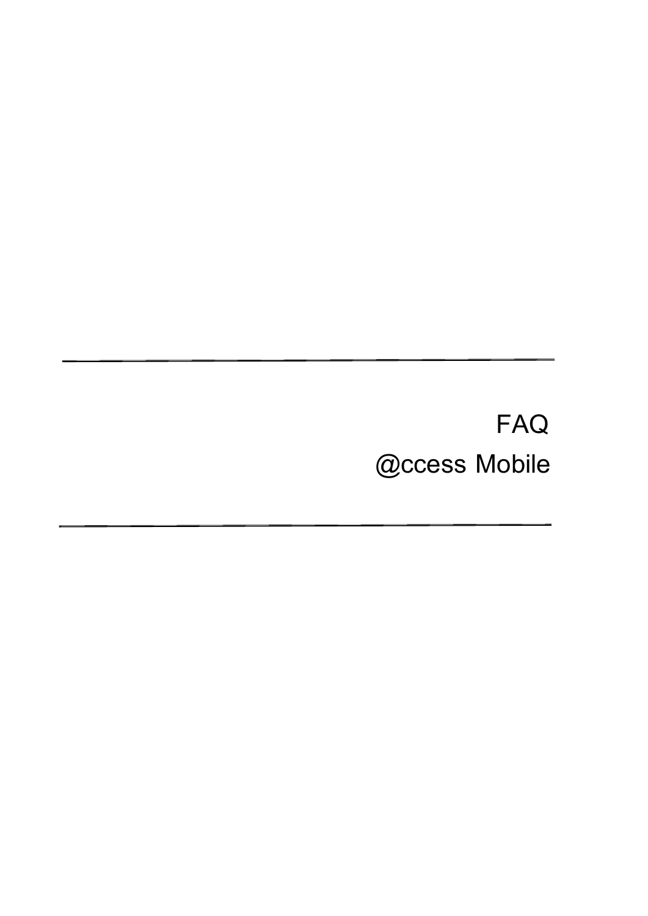# FAQ

# @ccess Mobile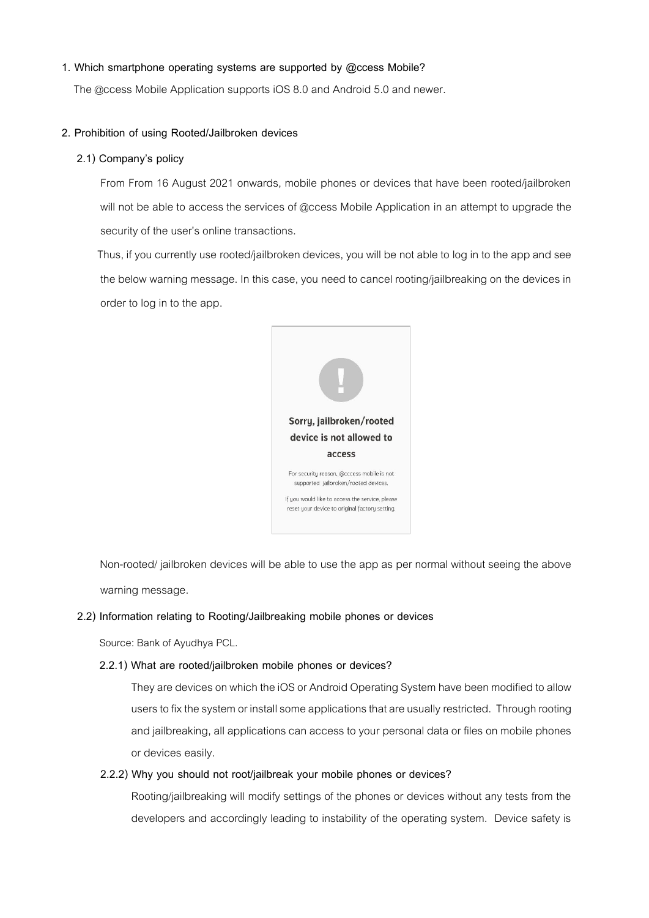**1. Which smartphone operating systems are supported by @ccess Mobile?**

The @ccess Mobile Application supports iOS 8.0 and Android 5.0 and newer.

**2. Prohibition of using Rooted/Jailbroken devices**

**2.1) Company's policy**

From From 16 August 2021 onwards, mobile phones or devices that have been rooted/jailbroken will not be able to access the services of @ccess Mobile Application in an attempt to upgrade the security of the user's online transactions.

Thus, if you currently use rooted/jailbroken devices, you will be not able to log in to the app and see the below warning message. In this case, you need to cancel rooting/jailbreaking on the devices in order to log in to the app.

> **Sorry, jailbroken/rooted device is not allowed to access**
>
> For security reason, @cccess mobile is not supported jailbroken/rooted devices.
>
> If you would like to access the service, please reset your device to original factory setting.

Non-rooted/ jailbroken devices will be able to use the app as per normal without seeing the above warning message.

**2.2) Information relating to Rooting/Jailbreaking mobile phones or devices**

Source: Bank of Ayudhya PCL.

**2.2.1) What are rooted/jailbroken mobile phones or devices?**

They are devices on which the iOS or Android Operating System have been modified to allow users to fix the system or install some applications that are usually restricted. Through rooting and jailbreaking, all applications can access to your personal data or files on mobile phones or devices easily.

**2.2.2) Why you should not root/jailbreak your mobile phones or devices?**

Rooting/jailbreaking will modify settings of the phones or devices without any tests from the developers and accordingly leading to instability of the operating system. Device safety is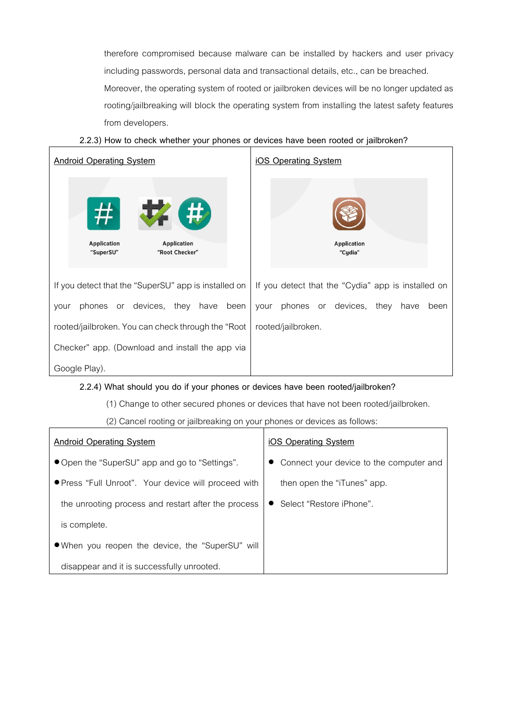therefore compromised because malware can be installed by hackers and user privacy including passwords, personal data and transactional details, etc., can be breached. Moreover, the operating system of rooted or jailbroken devices will be no longer updated as rooting/jailbreaking will block the operating system from installing the latest safety features from developers.

2.2.3) How to check whether your phones or devices have been rooted or jailbroken?

| Android Operating System | iOS Operating System |
|---|---|
| Application "SuperSU" Application "Root Checker" | Application "Cydia" |
| If you detect that the "SuperSU" app is installed on your phones or devices, they have been rooted/jailbroken. You can check through the "Root Checker" app. (Download and install the app via Google Play). | If you detect that the "Cydia" app is installed on your phones or devices, they have been rooted/jailbroken. |

2.2.4) What should you do if your phones or devices have been rooted/jailbroken?

(1) Change to other secured phones or devices that have not been rooted/jailbroken.

(2) Cancel rooting or jailbreaking on your phones or devices as follows:

| Android Operating System | iOS Operating System |
|---|---|
| ● Open the "SuperSU" app and go to "Settings".<br>● Press "Full Unroot". Your device will proceed with the unrooting process and restart after the process is complete.<br>● When you reopen the device, the "SuperSU" will disappear and it is successfully unrooted. | ● Connect your device to the computer and then open the "iTunes" app.<br>● Select "Restore iPhone". |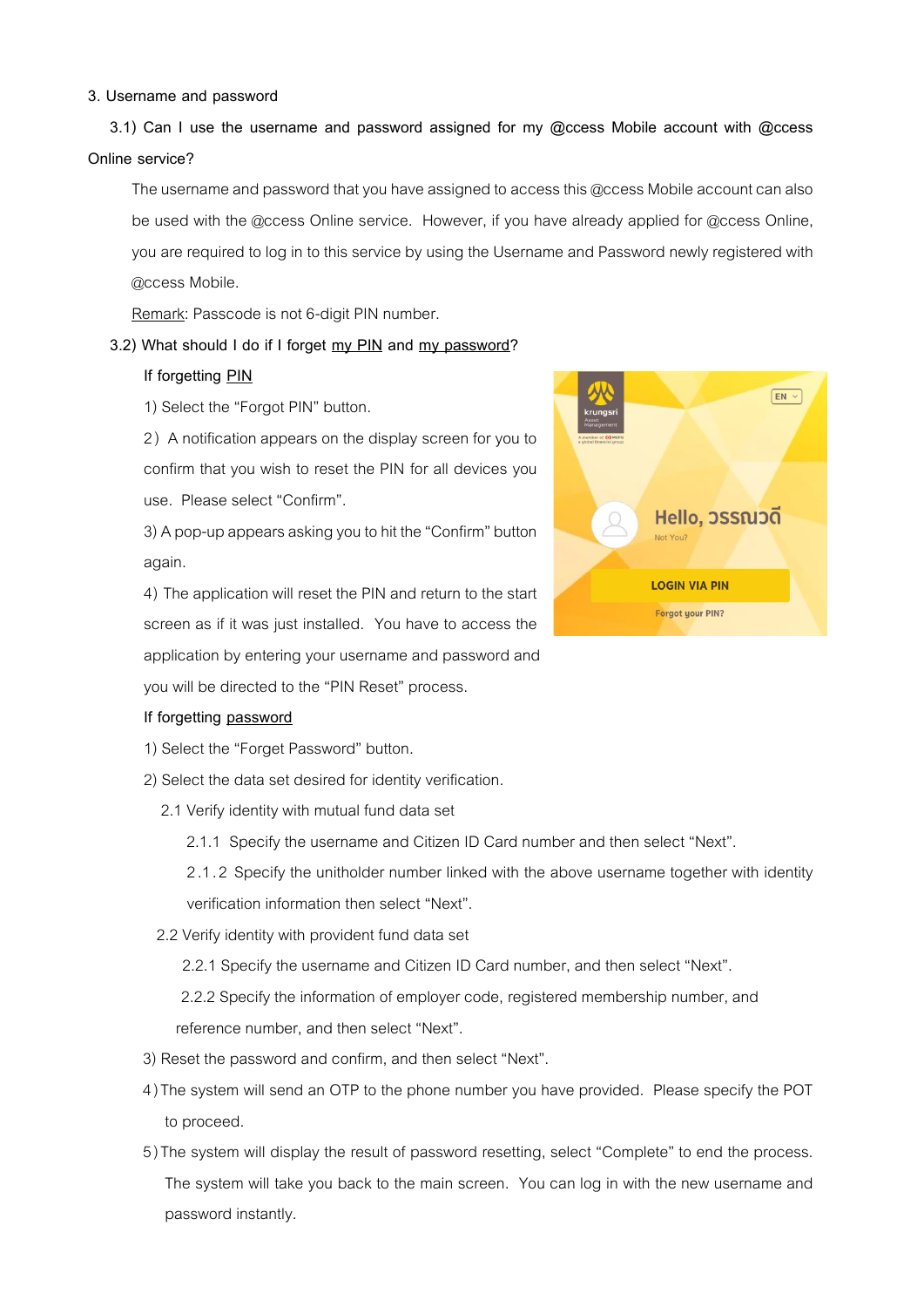3. Username and password

3.1) Can I use the username and password assigned for my @ccess Mobile account with @ccess Online service?

The username and password that you have assigned to access this @ccess Mobile account can also be used with the @ccess Online service. However, if you have already applied for @ccess Online, you are required to log in to this service by using the Username and Password newly registered with @ccess Mobile.

<u>Remark</u>: Passcode is not 6-digit PIN number.

3.2) What should I do if I forget <u>my PIN</u> and <u>my password</u>?

If forgetting <u>PIN</u>

1) Select the "Forgot PIN" button.

2) A notification appears on the display screen for you to confirm that you wish to reset the PIN for all devices you use. Please select "Confirm".

3) A pop-up appears asking you to hit the "Confirm" button again.

4) The application will reset the PIN and return to the start screen as if it was just installed. You have to access the application by entering your username and password and you will be directed to the "PIN Reset" process.

If forgetting <u>password</u>

1) Select the "Forget Password" button.

2) Select the data set desired for identity verification.

2.1 Verify identity with mutual fund data set

2.1.1 Specify the username and Citizen ID Card number and then select "Next".

2.1.2 Specify the unitholder number linked with the above username together with identity verification information then select "Next".

2.2 Verify identity with provident fund data set

2.2.1 Specify the username and Citizen ID Card number, and then select "Next".

2.2.2 Specify the information of employer code, registered membership number, and reference number, and then select "Next".

3) Reset the password and confirm, and then select "Next".

4) The system will send an OTP to the phone number you have provided. Please specify the POT to proceed.

5) The system will display the result of password resetting, select "Complete" to end the process. The system will take you back to the main screen. You can log in with the new username and password instantly.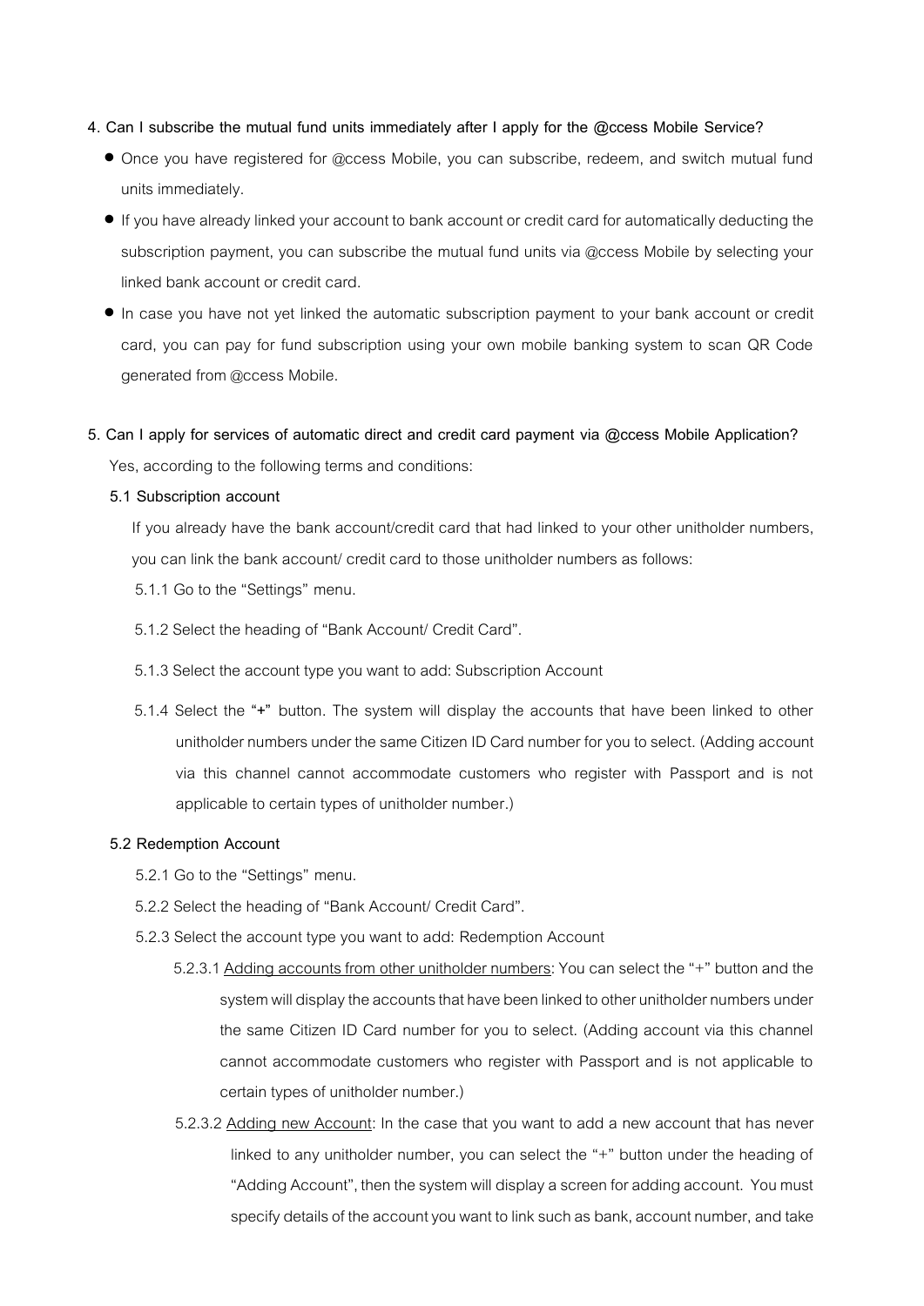**4. Can I subscribe the mutual fund units immediately after I apply for the @ccess Mobile Service?**

- Once you have registered for @ccess Mobile, you can subscribe, redeem, and switch mutual fund units immediately.
- If you have already linked your account to bank account or credit card for automatically deducting the subscription payment, you can subscribe the mutual fund units via @ccess Mobile by selecting your linked bank account or credit card.
- In case you have not yet linked the automatic subscription payment to your bank account or credit card, you can pay for fund subscription using your own mobile banking system to scan QR Code generated from @ccess Mobile.

**5. Can I apply for services of automatic direct and credit card payment via @ccess Mobile Application?**

Yes, according to the following terms and conditions:

**5.1 Subscription account**

If you already have the bank account/credit card that had linked to your other unitholder numbers, you can link the bank account/ credit card to those unitholder numbers as follows:

5.1.1 Go to the "Settings" menu.

5.1.2 Select the heading of "Bank Account/ Credit Card".

5.1.3 Select the account type you want to add: Subscription Account

5.1.4 Select the **"+"** button. The system will display the accounts that have been linked to other unitholder numbers under the same Citizen ID Card number for you to select. (Adding account via this channel cannot accommodate customers who register with Passport and is not applicable to certain types of unitholder number.)

**5.2 Redemption Account**

5.2.1 Go to the "Settings" menu.

5.2.2 Select the heading of "Bank Account/ Credit Card".

5.2.3 Select the account type you want to add: Redemption Account

5.2.3.1 <u>Adding accounts from other unitholder numbers</u>: You can select the "+" button and the system will display the accounts that have been linked to other unitholder numbers under the same Citizen ID Card number for you to select. (Adding account via this channel cannot accommodate customers who register with Passport and is not applicable to certain types of unitholder number.)

5.2.3.2 <u>Adding new Account</u>: In the case that you want to add a new account that has never linked to any unitholder number, you can select the "+" button under the heading of "Adding Account", then the system will display a screen for adding account. You must specify details of the account you want to link such as bank, account number, and take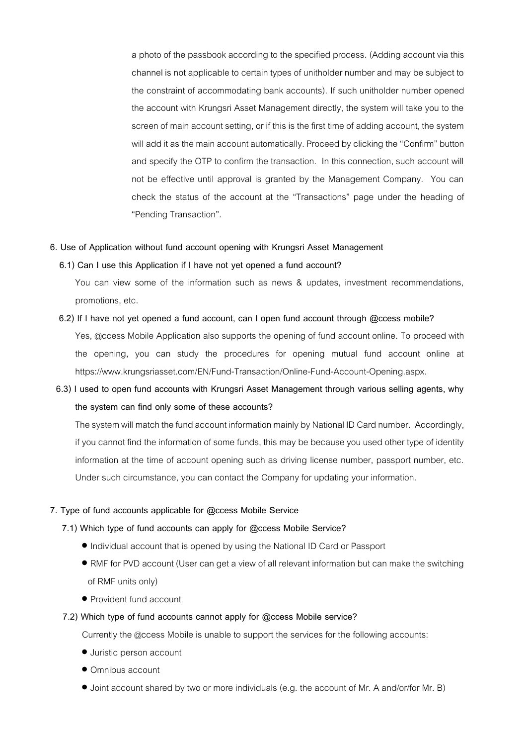a photo of the passbook according to the specified process. (Adding account via this channel is not applicable to certain types of unitholder number and may be subject to the constraint of accommodating bank accounts). If such unitholder number opened the account with Krungsri Asset Management directly, the system will take you to the screen of main account setting, or if this is the first time of adding account, the system will add it as the main account automatically. Proceed by clicking the "Confirm" button and specify the OTP to confirm the transaction. In this connection, such account will not be effective until approval is granted by the Management Company. You can check the status of the account at the "Transactions" page under the heading of "Pending Transaction".

**6. Use of Application without fund account opening with Krungsri Asset Management**

**6.1) Can I use this Application if I have not yet opened a fund account?**

You can view some of the information such as news & updates, investment recommendations, promotions, etc.

**6.2) If I have not yet opened a fund account, can I open fund account through @ccess mobile?**

Yes, @ccess Mobile Application also supports the opening of fund account online. To proceed with the opening, you can study the procedures for opening mutual fund account online at https://www.krungsriasset.com/EN/Fund-Transaction/Online-Fund-Account-Opening.aspx.

**6.3) I used to open fund accounts with Krungsri Asset Management through various selling agents, why the system can find only some of these accounts?**

The system will match the fund account information mainly by National ID Card number. Accordingly, if you cannot find the information of some funds, this may be because you used other type of identity information at the time of account opening such as driving license number, passport number, etc. Under such circumstance, you can contact the Company for updating your information.

**7. Type of fund accounts applicable for @ccess Mobile Service**

**7.1) Which type of fund accounts can apply for @ccess Mobile Service?**

- Individual account that is opened by using the National ID Card or Passport
- RMF for PVD account (User can get a view of all relevant information but can make the switching of RMF units only)
- Provident fund account

**7.2) Which type of fund accounts cannot apply for @ccess Mobile service?**

Currently the @ccess Mobile is unable to support the services for the following accounts:

- Juristic person account
- Omnibus account
- Joint account shared by two or more individuals (e.g. the account of Mr. A and/or/for Mr. B)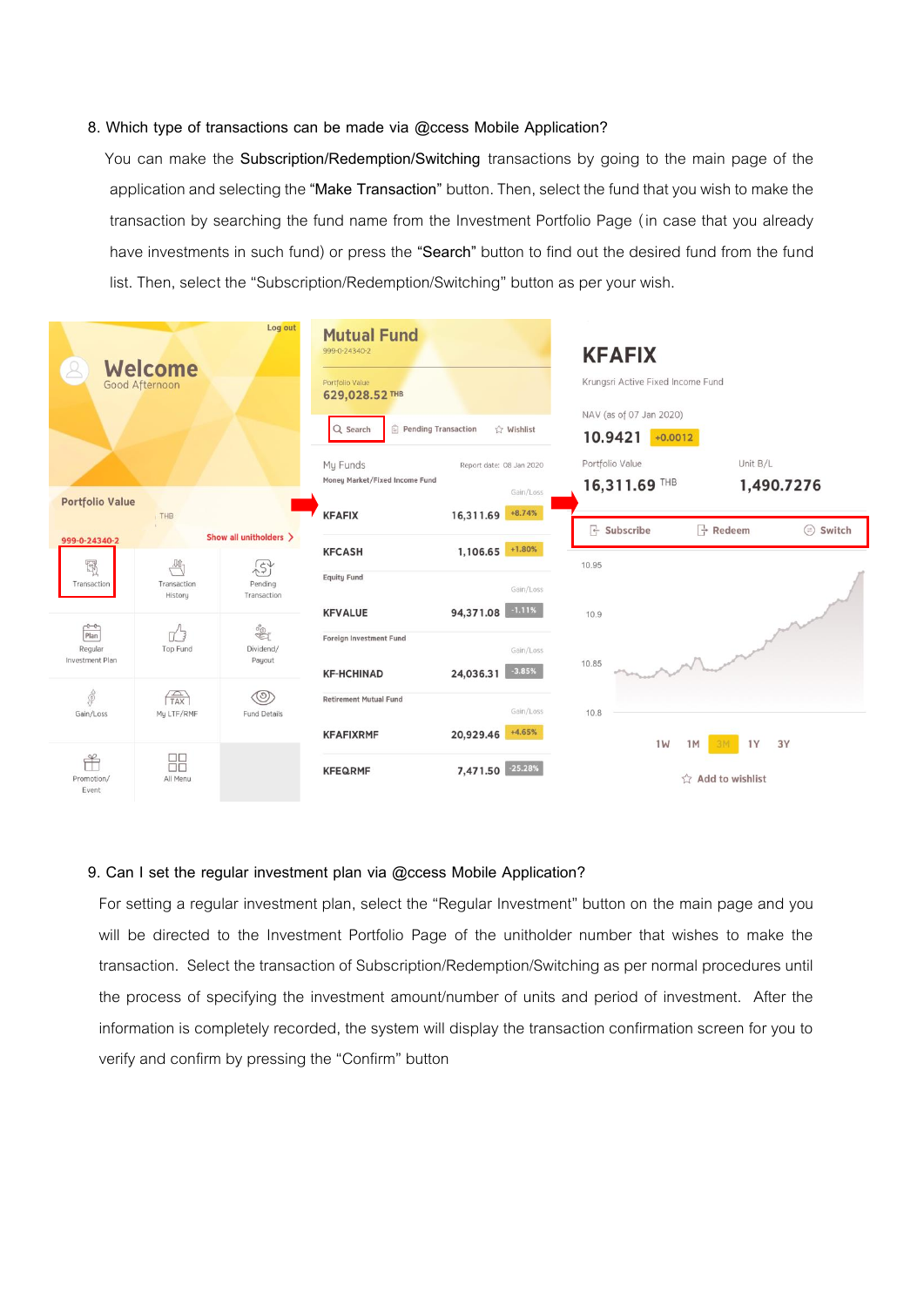8. Which type of transactions can be made via @ccess Mobile Application?

You can make the Subscription/Redemption/Switching transactions by going to the main page of the application and selecting the "Make Transaction" button. Then, select the fund that you wish to make the transaction by searching the fund name from the Investment Portfolio Page (in case that you already have investments in such fund) or press the "Search" button to find out the desired fund from the fund list. Then, select the "Subscription/Redemption/Switching" button as per your wish.

9. Can I set the regular investment plan via @ccess Mobile Application?

For setting a regular investment plan, select the "Regular Investment" button on the main page and you will be directed to the Investment Portfolio Page of the unitholder number that wishes to make the transaction. Select the transaction of Subscription/Redemption/Switching as per normal procedures until the process of specifying the investment amount/number of units and period of investment. After the information is completely recorded, the system will display the transaction confirmation screen for you to verify and confirm by pressing the "Confirm" button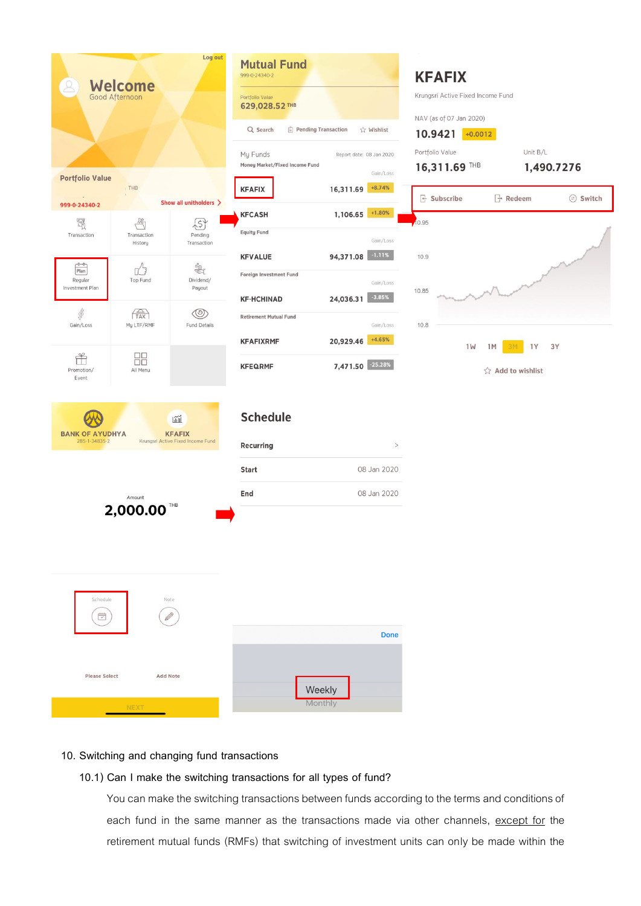10. Switching and changing fund transactions

10.1) Can I make the switching transactions for all types of fund?

You can make the switching transactions between funds according to the terms and conditions of each fund in the same manner as the transactions made via other channels, except for the retirement mutual funds (RMFs) that switching of investment units can only be made within the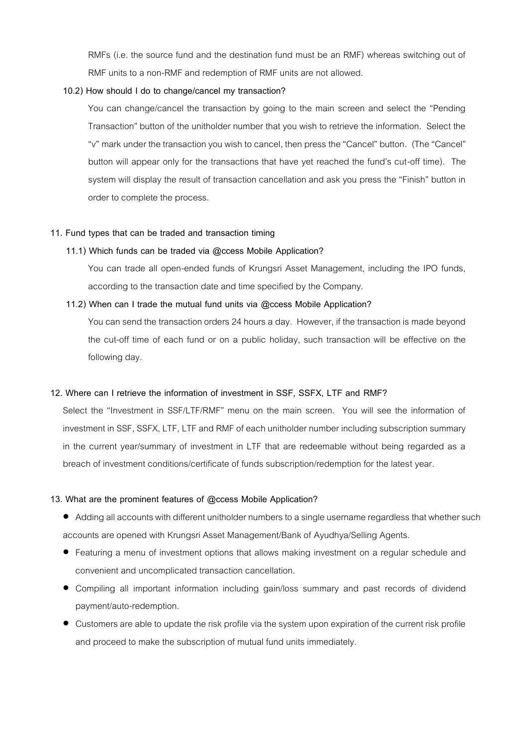RMFs (i.e. the source fund and the destination fund must be an RMF) whereas switching out of RMF units to a non-RMF and redemption of RMF units are not allowed.

**10.2) How should I do to change/cancel my transaction?**

You can change/cancel the transaction by going to the main screen and select the "Pending Transaction" button of the unitholder number that you wish to retrieve the information. Select the "v" mark under the transaction you wish to cancel, then press the "Cancel" button. (The "Cancel" button will appear only for the transactions that have yet reached the fund's cut-off time). The system will display the result of transaction cancellation and ask you press the "Finish" button in order to complete the process.

**11. Fund types that can be traded and transaction timing**

**11.1) Which funds can be traded via @ccess Mobile Application?**

You can trade all open-ended funds of Krungsri Asset Management, including the IPO funds, according to the transaction date and time specified by the Company.

**11.2) When can I trade the mutual fund units via @ccess Mobile Application?**

You can send the transaction orders 24 hours a day. However, if the transaction is made beyond the cut-off time of each fund or on a public holiday, such transaction will be effective on the following day.

**12. Where can I retrieve the information of investment in SSF, SSFX, LTF and RMF?**

Select the "Investment in SSF/LTF/RMF" menu on the main screen. You will see the information of investment in SSF, SSFX, LTF, LTF and RMF of each unitholder number including subscription summary in the current year/summary of investment in LTF that are redeemable without being regarded as a breach of investment conditions/certificate of funds subscription/redemption for the latest year.

**13. What are the prominent features of @ccess Mobile Application?**

- Adding all accounts with different unitholder numbers to a single username regardless that whether such accounts are opened with Krungsri Asset Management/Bank of Ayudhya/Selling Agents.
- Featuring a menu of investment options that allows making investment on a regular schedule and convenient and uncomplicated transaction cancellation.
- Compiling all important information including gain/loss summary and past records of dividend payment/auto-redemption.
- Customers are able to update the risk profile via the system upon expiration of the current risk profile and proceed to make the subscription of mutual fund units immediately.